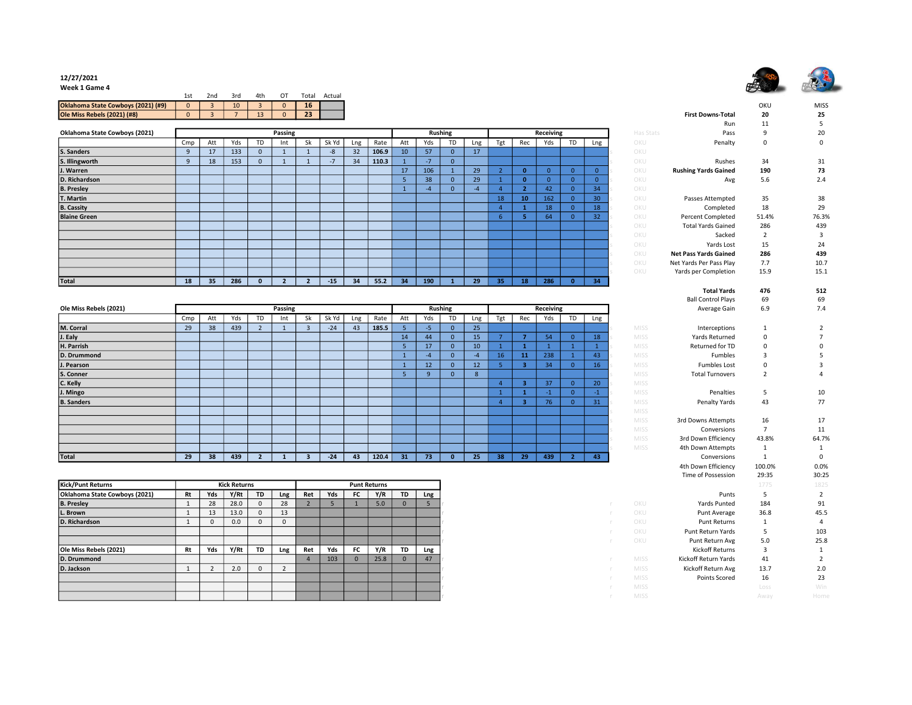12/27/2021
Week 1 Game 4

| | 1st | 2nd | 3rd | 4th | OT | Total | Actual |
|---|---|---|---|---|---|---|---|
| Oklahoma State Cowboys (2021) (#9) | 0 | 3 | 10 | 3 | 0 | 16 | |
| Ole Miss Rebels (2021) (#8) | 0 | 3 | 7 | 13 | 0 | 23 | |

| Oklahoma State Cowboys (2021) | Passing | | | | | | | | | Rushing | | | | Receiving | | | | |
|---|---|---|---|---|---|---|---|---|---|---|---|---|---|---|---|---|---|---|
| | Cmp | Att | Yds | TD | Int | Sk | Sk Yd | Lng | Rate | Att | Yds | TD | Lng | Tgt | Rec | Yds | TD | Lng |
| S. Sanders | 9 | 17 | 133 | 0 | 1 | 1 | -8 | 32 | 106.9 | 10 | 57 | 0 | 17 | | | | | |
| S. Illingworth | 9 | 18 | 153 | 0 | 1 | 1 | -7 | 34 | 110.3 | 1 | -7 | 0 | | | | | | |
| J. Warren | | | | | | | | | | 17 | 106 | 1 | 29 | 2 | 0 | 0 | 0 | 0 |
| D. Richardson | | | | | | | | | | 5 | 38 | 0 | 29 | 1 | 0 | 0 | 0 | 0 |
| B. Presley | | | | | | | | | | 1 | -4 | 0 | -4 | 4 | 2 | 42 | 0 | 34 |
| T. Martin | | | | | | | | | | | | | | 18 | 10 | 162 | 0 | 30 |
| B. Cassity | | | | | | | | | | | | | | 4 | 1 | 18 | 0 | 18 |
| Blaine Green | | | | | | | | | | | | | | 6 | 5 | 64 | 0 | 32 |
| Total | 18 | 35 | 286 | 0 | 2 | 2 | -15 | 34 | 55.2 | 34 | 190 | 1 | 29 | 35 | 18 | 286 | 0 | 34 |

| Ole Miss Rebels (2021) | Passing | | | | | | | | | Rushing | | | | Receiving | | | | |
|---|---|---|---|---|---|---|---|---|---|---|---|---|---|---|---|---|---|---|
| | Cmp | Att | Yds | TD | Int | Sk | Sk Yd | Lng | Rate | Att | Yds | TD | Lng | Tgt | Rec | Yds | TD | Lng |
| M. Corral | 29 | 38 | 439 | 2 | 1 | 3 | -24 | 43 | 185.5 | 5 | -5 | 0 | 25 | | | | | |
| J. Ealy | | | | | | | | | | 14 | 44 | 0 | 15 | 7 | 7 | 54 | 0 | 18 |
| H. Parrish | | | | | | | | | | 5 | 17 | 0 | 10 | 1 | 1 | 1 | 1 | 1 |
| D. Drummond | | | | | | | | | | 1 | -4 | 0 | -4 | 16 | 11 | 238 | 1 | 43 |
| J. Pearson | | | | | | | | | | 1 | 12 | 0 | 12 | 5 | 3 | 34 | 0 | 16 |
| S. Conner | | | | | | | | | | 5 | 9 | 0 | 8 | | | | | |
| C. Kelly | | | | | | | | | | | | | | 4 | 3 | 37 | 0 | 20 |
| J. Mingo | | | | | | | | | | | | | | 1 | 1 | -1 | 0 | -1 |
| B. Sanders | | | | | | | | | | | | | | 4 | 3 | 76 | 0 | 31 |
| Total | 29 | 38 | 439 | 2 | 1 | 3 | -24 | 43 | 120.4 | 31 | 73 | 0 | 25 | 38 | 29 | 439 | 2 | 43 |

| Kick/Punt Returns | Kick Returns | | | | | Punt Returns | | | | | |
|---|---|---|---|---|---|---|---|---|---|---|---|
| Oklahoma State Cowboys (2021) | Rt | Yds | Y/Rt | TD | Lng | Ret | Yds | FC | Y/R | TD | Lng |
| B. Presley | 1 | 28 | 28.0 | 0 | 28 | 2 | 5 | 1 | 5.0 | 0 | 5 |
| L. Brown | 1 | 13 | 13.0 | 0 | 13 | | | | | | |
| D. Richardson | 1 | 0 | 0.0 | 0 | 0 | | | | | | |
| Ole Miss Rebels (2021) | Rt | Yds | Y/Rt | TD | Lng | Ret | Yds | FC | Y/R | TD | Lng |
| D. Drummond | | | | | | 4 | 103 | 0 | 25.8 | 0 | 47 |
| D. Jackson | 1 | 2 | 2.0 | 0 | 2 | | | | | | |

| | OKU | MISS |
|---|---|---|
| **First Downs-Total** | 20 | 25 |
| Run | 11 | 5 |
| Pass | 9 | 20 |
| Penalty | 0 | 0 |
| Rushes | 34 | 31 |
| **Rushing Yards Gained** | 190 | 73 |
| Avg | 5.6 | 2.4 |
| Passes Attempted | 35 | 38 |
| Completed | 18 | 29 |
| Percent Completed | 51.4% | 76.3% |
| Total Yards Gained | 286 | 439 |
| Sacked | 2 | 3 |
| Yards Lost | 15 | 24 |
| **Net Pass Yards Gained** | 286 | 439 |
| Net Yards Per Pass Play | 7.7 | 10.7 |
| Yards per Completion | 15.9 | 15.1 |
| **Total Yards** | 476 | 512 |
| Ball Control Plays | 69 | 69 |
| Average Gain | 6.9 | 7.4 |
| Interceptions | 1 | 2 |
| Yards Returned | 0 | 7 |
| Returned for TD | 0 | 0 |
| Fumbles | 3 | 5 |
| Fumbles Lost | 0 | 3 |
| Total Turnovers | 2 | 4 |
| Penalties | 5 | 10 |
| Penalty Yards | 43 | 77 |
| 3rd Downs Attempts | 16 | 17 |
| Conversions | 7 | 11 |
| 3rd Down Efficiency | 43.8% | 64.7% |
| 4th Down Attempts | 1 | 1 |
| Conversions | 1 | 0 |
| 4th Down Efficiency | 100.0% | 0.0% |
| Time of Possession | 29:35 | 30:25 |
| Punts | 5 | 2 |
| Yards Punted | 184 | 91 |
| Punt Average | 36.8 | 45.5 |
| Punt Returns | 1 | 4 |
| Punt Return Yards | 5 | 103 |
| Punt Return Avg | 5.0 | 25.8 |
| Kickoff Returns | 3 | 1 |
| Kickoff Return Yards | 41 | 2 |
| Kickoff Return Avg | 13.7 | 2.0 |
| Points Scored | 16 | 23 |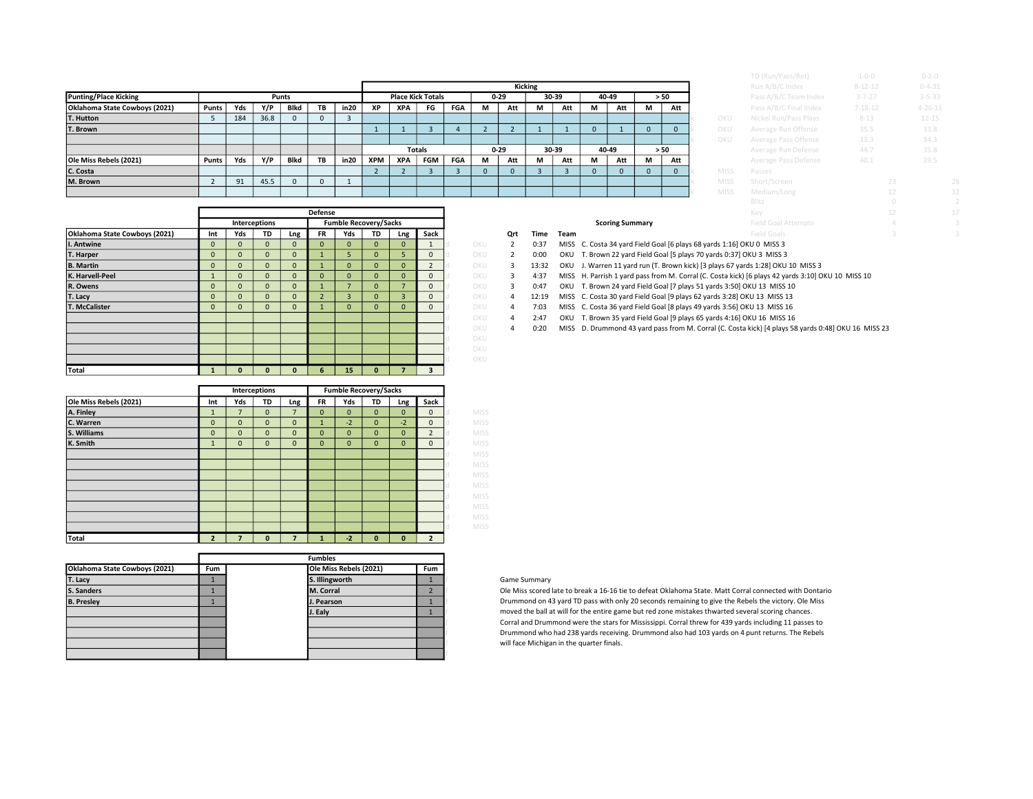| Punting/Place Kicking | Punts | | | | | | Kicking | | | | | | | | | | | | |
|---|---|---|---|---|---|---|---|---|---|---|---|---|---|---|---|---|---|---|---|
| | | | | | | | Place Kick Totals | | | | 0-29 | | 30-39 | | 40-49 | | > 50 | | |
| Oklahoma State Cowboys (2021) | Punts | Yds | Y/P | Blkd | TB | in20 | XP | XPA | FG | FGA | M | Att | M | Att | M | Att | M | Att |
| T. Hutton | 5 | 184 | 36.8 | 0 | 0 | 3 | | | | | | | | | | | | |
| T. Brown | | | | | | | 1 | 1 | 3 | 4 | 2 | 2 | 1 | 1 | 0 | 1 | 0 | 0 |
| | | | | | | | | | | | | | | | | | | |
| | | | | | | | Totals | | | | 0-29 | | 30-39 | | 40-49 | | > 50 | |
| Ole Miss Rebels (2021) | Punts | Yds | Y/P | Blkd | TB | in20 | XPM | XPA | FGM | FGA | M | Att | M | Att | M | Att | M | Att |
| C. Costa | | | | | | | 2 | 2 | 3 | 3 | 0 | 0 | 3 | 3 | 0 | 0 | 0 | 0 |
| M. Brown | 2 | 91 | 45.5 | 0 | 0 | 1 | | | | | | | | | | | | |

| | Oklahoma State | Ole Miss |
|---|---|---|
| TD (Run/Pass/Ret) | 1-0-0 | 0-2-0 |
| Run A/B/C Index | 8-12-12 | 0-4-31 |
| Pass A/B/C Team Index | 3-7-27 | 3-5-33 |
| Pass A/B/C Final Index | 7-18-12 | 4-26-11 |
| Nickel Run/Pass Plays | 8-13 | 12-15 |
| Average Run Offense | 35.5 | 33.8 |
| Average Pass Offense | 33.3 | 34.3 |
| Average Run Defense | 44.7 | 35.8 |
| Average Pass Defense | 40.1 | 39.5 |
| Passes | | |
| Short/Screen | 23 | 26 |
| Medium/Long | 12 | 12 |
| Blitz | 0 | 2 |
| Key | 12 | 17 |
| Field Goal Attempts | 4 | 3 |
| Field Goals | 3 | 3 |

**Defense**

| | Interceptions | | | | Fumble Recovery/Sacks | | | | |
|---|---|---|---|---|---|---|---|---|---|
| Oklahoma State Cowboys (2021) | Int | Yds | TD | Lng | FR | Yds | TD | Lng | Sack |
| I. Antwine | 0 | 0 | 0 | 0 | 0 | 0 | 0 | 0 | 1 |
| T. Harper | 0 | 0 | 0 | 0 | 1 | 5 | 0 | 5 | 0 |
| B. Martin | 0 | 0 | 0 | 0 | 1 | 0 | 0 | 0 | 2 |
| K. Harvell-Peel | 1 | 0 | 0 | 0 | 0 | 0 | 0 | 0 | 0 |
| R. Owens | 0 | 0 | 0 | 0 | 1 | 7 | 0 | 7 | 0 |
| T. Lacy | 0 | 0 | 0 | 0 | 2 | 3 | 0 | 3 | 0 |
| T. McCalister | 0 | 0 | 0 | 0 | 1 | 0 | 0 | 0 | 0 |
| **Total** | **1** | **0** | **0** | **0** | **6** | **15** | **0** | **7** | **3** |

| | Interceptions | | | | Fumble Recovery/Sacks | | | | |
|---|---|---|---|---|---|---|---|---|---|
| Ole Miss Rebels (2021) | Int | Yds | TD | Lng | FR | Yds | TD | Lng | Sack |
| A. Finley | 1 | 7 | 0 | 7 | 0 | 0 | 0 | 0 | 0 |
| C. Warren | 0 | 0 | 0 | 0 | 1 | -2 | 0 | -2 | 0 |
| S. Williams | 0 | 0 | 0 | 0 | 0 | 0 | 0 | 0 | 2 |
| K. Smith | 1 | 0 | 0 | 0 | 0 | 0 | 0 | 0 | 0 |
| **Total** | **2** | **7** | **0** | **7** | **1** | **-2** | **0** | **0** | **2** |

**Fumbles**

| Oklahoma State Cowboys (2021) | Fum | Ole Miss Rebels (2021) | Fum |
|---|---|---|---|
| T. Lacy | 1 | S. Illingworth | 1 |
| S. Sanders | 1 | M. Corral | 2 |
| B. Presley | 1 | J. Pearson | 1 |
| | | J. Ealy | 1 |

**Scoring Summary**

| Qrt | Time | Team | |
|---|---|---|---|
| 2 | 0:37 | MISS | C. Costa 34 yard Field Goal [6 plays 68 yards 1:16] OKU 0 MISS 3 |
| 2 | 0:00 | OKU | T. Brown 22 yard Field Goal [5 plays 70 yards 0:37] OKU 3 MISS 3 |
| 3 | 13:32 | OKU | J. Warren 11 yard run (T. Brown kick) [3 plays 67 yards 1:28] OKU 10 MISS 3 |
| 3 | 4:37 | MISS | H. Parrish 1 yard pass from M. Corral (C. Costa kick) [6 plays 42 yards 3:10] OKU 10 MISS 10 |
| 3 | 0:47 | OKU | T. Brown 24 yard Field Goal [7 plays 51 yards 3:50] OKU 13 MISS 10 |
| 4 | 12:19 | MISS | C. Costa 30 yard Field Goal [9 plays 62 yards 3:28] OKU 13 MISS 13 |
| 4 | 7:03 | MISS | C. Costa 36 yard Field Goal [8 plays 49 yards 3:56] OKU 13 MISS 16 |
| 4 | 2:47 | OKU | T. Brown 35 yard Field Goal [9 plays 65 yards 4:16] OKU 16 MISS 16 |
| 4 | 0:20 | MISS | D. Drummond 43 yard pass from M. Corral (C. Costa kick) [4 plays 58 yards 0:48] OKU 16 MISS 23 |

Game Summary

Ole Miss scored late to break a 16-16 tie to defeat Oklahoma State. Matt Corral connected with Dontario Drummond on 43 yard TD pass with only 20 seconds remaining to give the Rebels the victory. Ole Miss moved the ball at will for the entire game but red zone mistakes thwarted several scoring chances. Corral and Drummond were the stars for Mississippi. Corral threw for 439 yards including 11 passes to Drummond who had 238 yards receiving. Drummond also had 103 yards on 4 punt returns. The Rebels will face Michigan in the quarter finals.